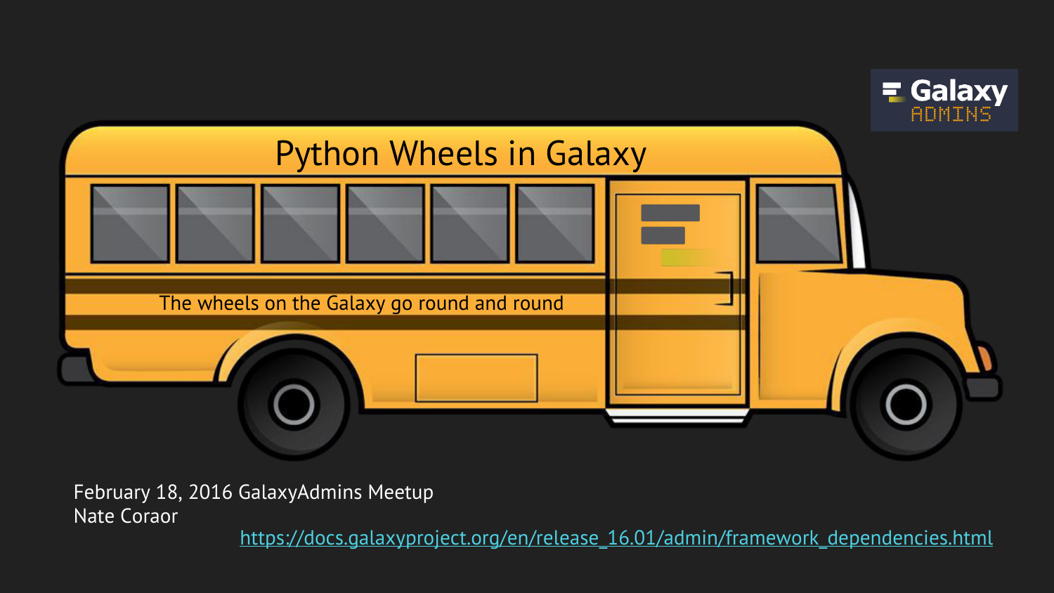# Python Wheels in Galaxy

The wheels on the Galaxy go round and round

February 18, 2016 GalaxyAdmins Meetup
Nate Coraor

https://docs.galaxyproject.org/en/release_16.01/admin/framework_dependencies.html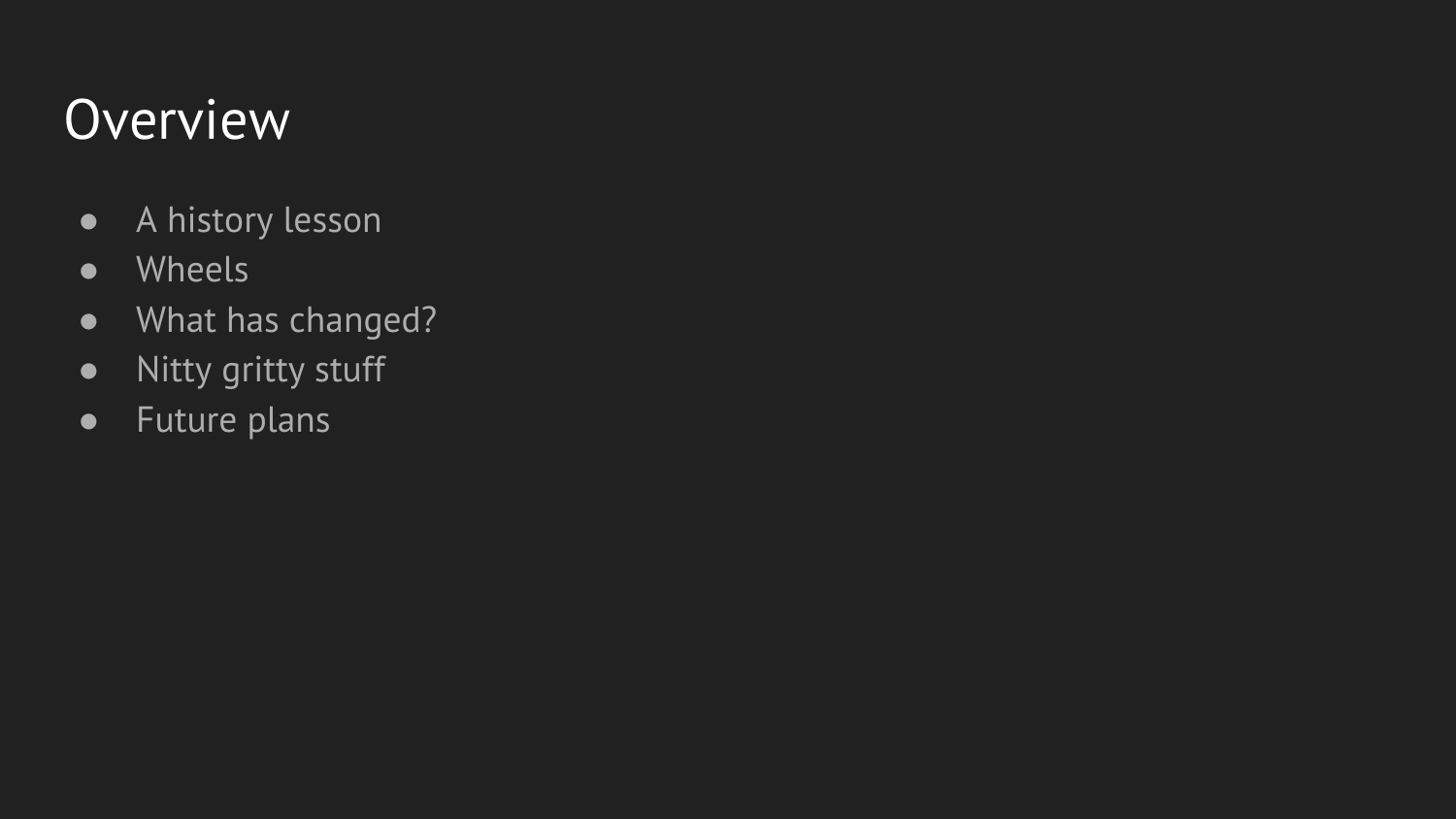# Overview

- A history lesson
- Wheels
- What has changed?
- Nitty gritty stuff
- Future plans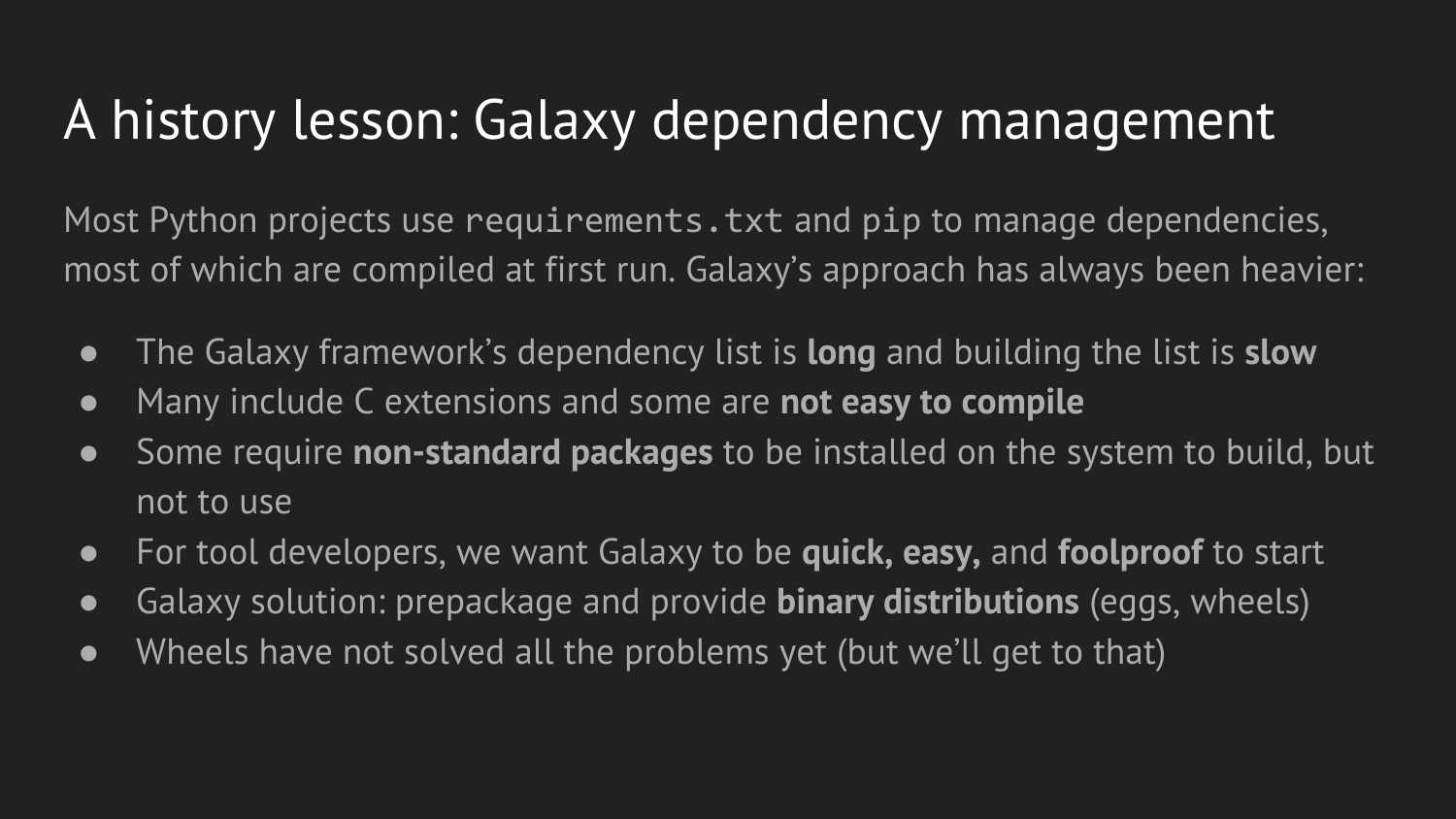# A history lesson: Galaxy dependency management

Most Python projects use `requirements.txt` and `pip` to manage dependencies, most of which are compiled at first run. Galaxy's approach has always been heavier:

- The Galaxy framework's dependency list is **long** and building the list is **slow**
- Many include C extensions and some are **not easy to compile**
- Some require **non-standard packages** to be installed on the system to build, but not to use
- For tool developers, we want Galaxy to be **quick, easy,** and **foolproof** to start
- Galaxy solution: prepackage and provide **binary distributions** (eggs, wheels)
- Wheels have not solved all the problems yet (but we'll get to that)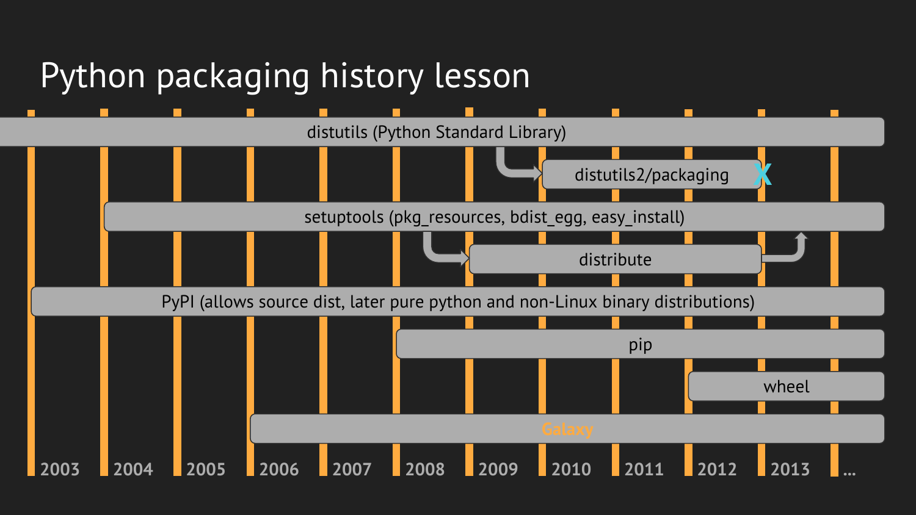# Python packaging history lesson

- distutils (Python Standard Library)
- distutils2/packaging X
- setuptools (pkg_resources, bdist_egg, easy_install)
- distribute
- PyPI (allows source dist, later pure python and non-Linux binary distributions)
- pip
- wheel
- Galaxy

2003 | 2004 | 2005 | 2006 | 2007 | 2008 | 2009 | 2010 | 2011 | 2012 | 2013 | ...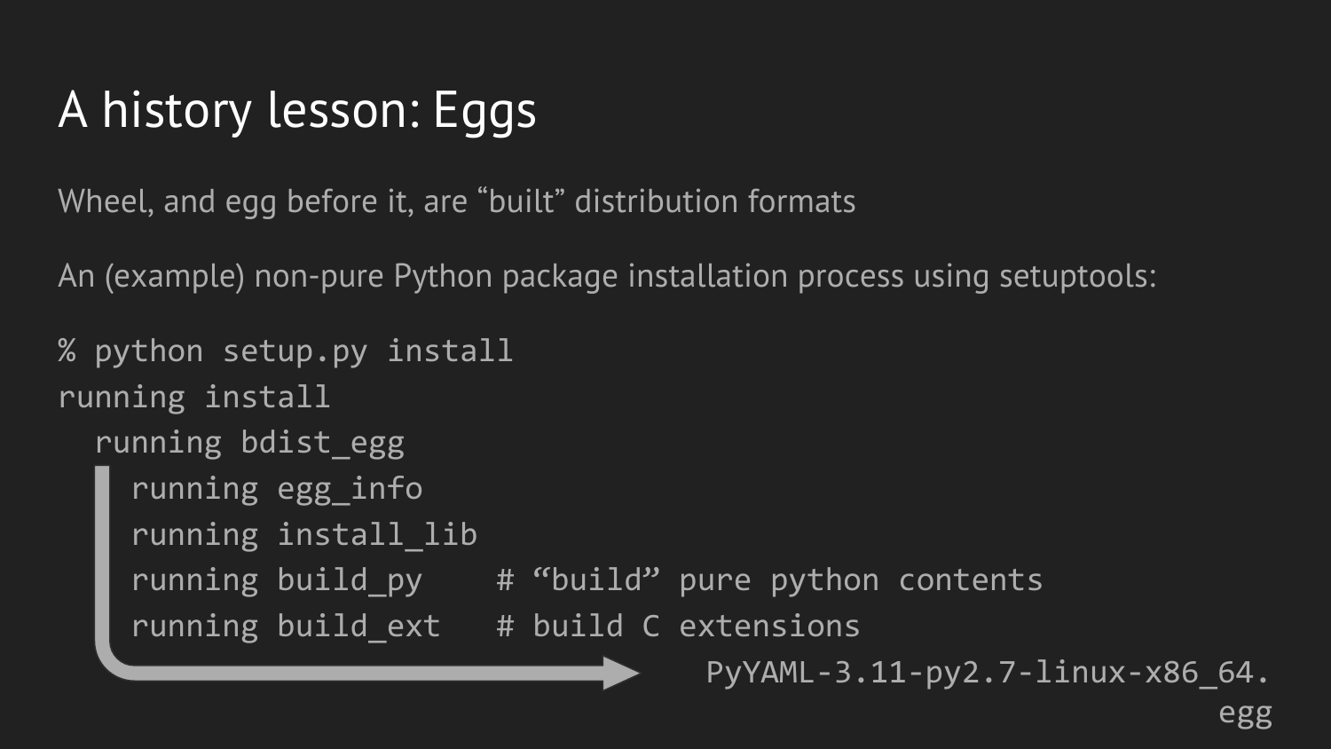# A history lesson: Eggs

Wheel, and egg before it, are “built” distribution formats

An (example) non-pure Python package installation process using setuptools:

```
% python setup.py install
running install
  running bdist_egg
    running egg_info
    running install_lib
    running build_py    # “build” pure python contents
    running build_ext   # build C extensions
                                  PyYAML-3.11-py2.7-linux-x86_64.egg
```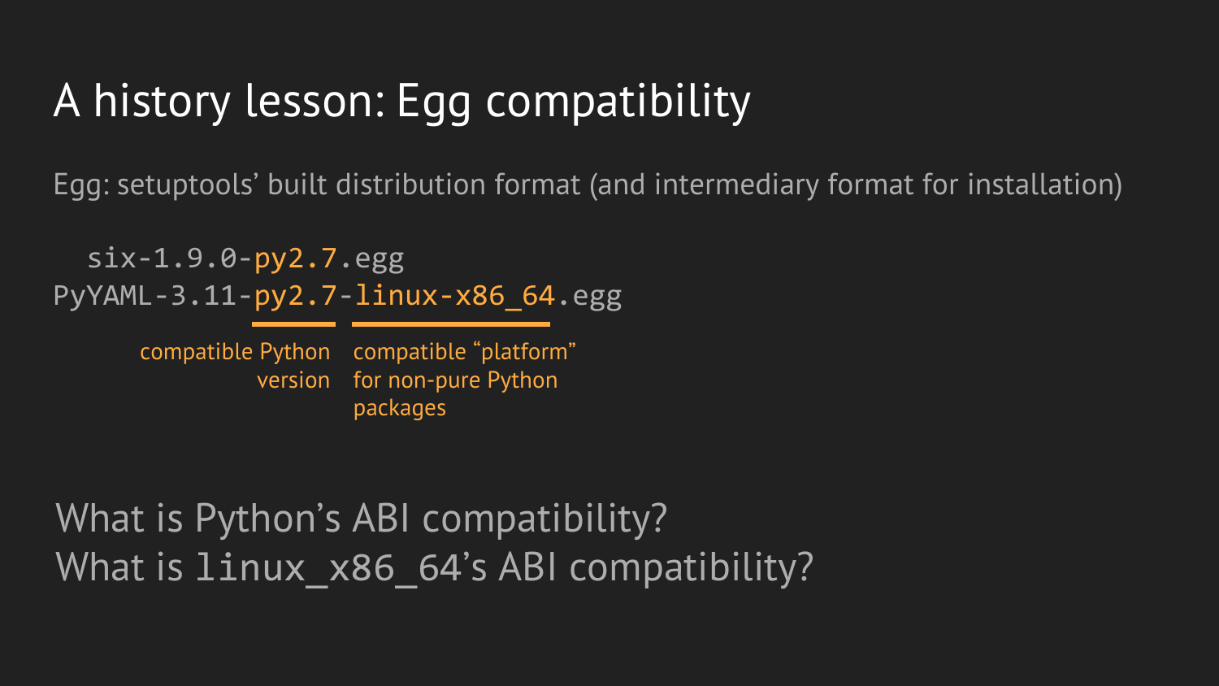# A history lesson: Egg compatibility

Egg: setuptools' built distribution format (and intermediary format for installation)

```
  six-1.9.0-py2.7.egg
PyYAML-3.11-py2.7-linux-x86_64.egg
```

- `py2.7`: compatible Python version
- `linux-x86_64`: compatible "platform" for non-pure Python packages

What is Python's ABI compatibility?

What is `linux_x86_64`'s ABI compatibility?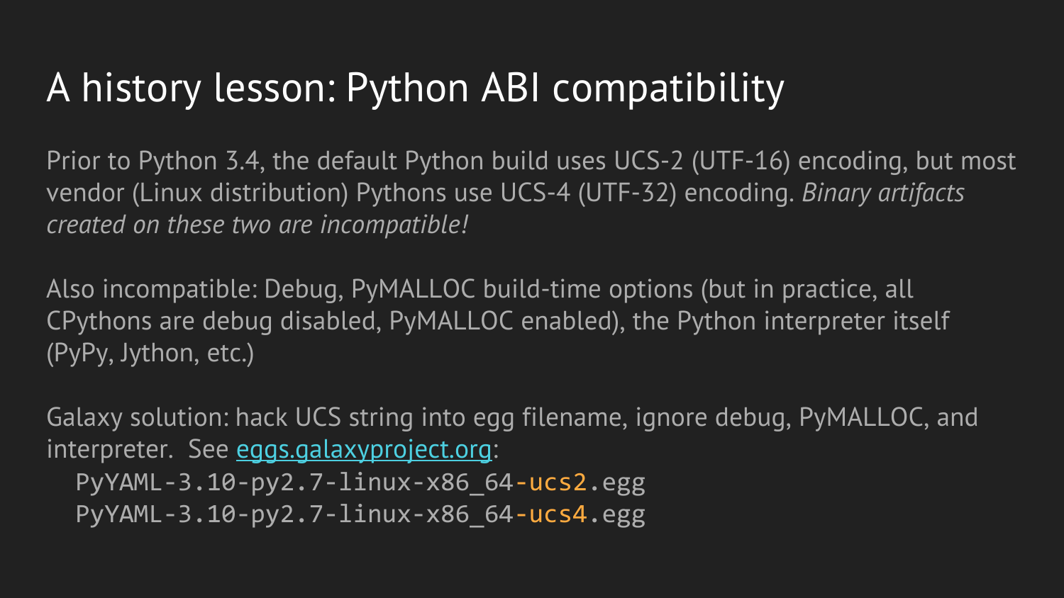# A history lesson: Python ABI compatibility

Prior to Python 3.4, the default Python build uses UCS-2 (UTF-16) encoding, but most vendor (Linux distribution) Pythons use UCS-4 (UTF-32) encoding. *Binary artifacts created on these two are incompatible!*

Also incompatible: Debug, PyMALLOC build-time options (but in practice, all CPythons are debug disabled, PyMALLOC enabled), the Python interpreter itself (PyPy, Jython, etc.)

Galaxy solution: hack UCS string into egg filename, ignore debug, PyMALLOC, and interpreter. See [eggs.galaxyproject.org](eggs.galaxyproject.org):

```
PyYAML-3.10-py2.7-linux-x86_64-ucs2.egg
PyYAML-3.10-py2.7-linux-x86_64-ucs4.egg
```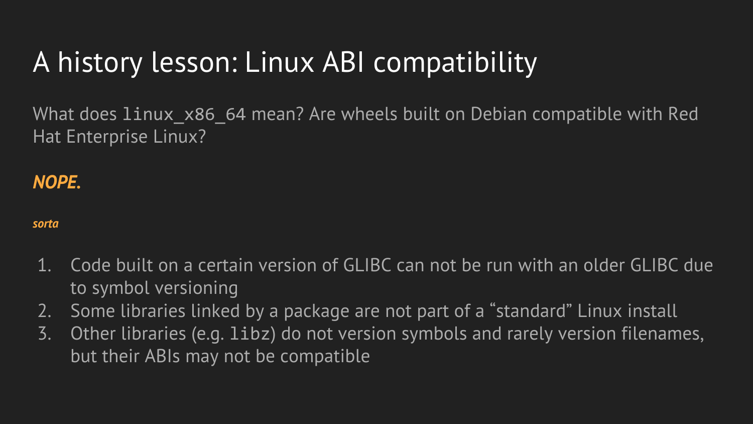# A history lesson: Linux ABI compatibility

What does `linux_x86_64` mean? Are wheels built on Debian compatible with Red Hat Enterprise Linux?

***NOPE.***

***sorta***

1. Code built on a certain version of GLIBC can not be run with an older GLIBC due to symbol versioning
2. Some libraries linked by a package are not part of a “standard” Linux install
3. Other libraries (e.g. `libz`) do not version symbols and rarely version filenames, but their ABIs may not be compatible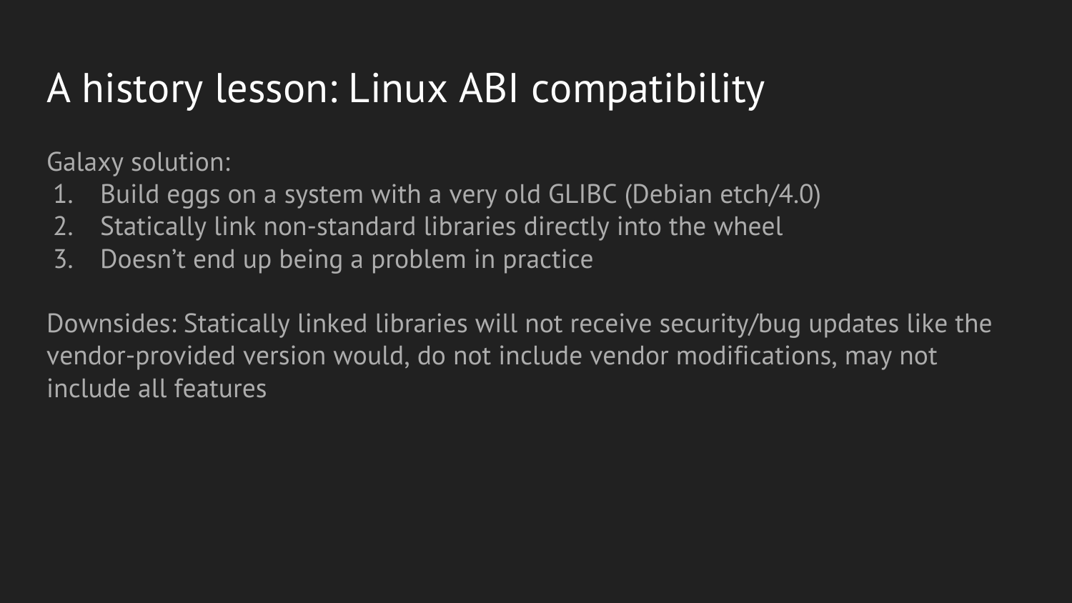# A history lesson: Linux ABI compatibility

Galaxy solution:

1. Build eggs on a system with a very old GLIBC (Debian etch/4.0)
2. Statically link non-standard libraries directly into the wheel
3. Doesn’t end up being a problem in practice

Downsides: Statically linked libraries will not receive security/bug updates like the vendor-provided version would, do not include vendor modifications, may not include all features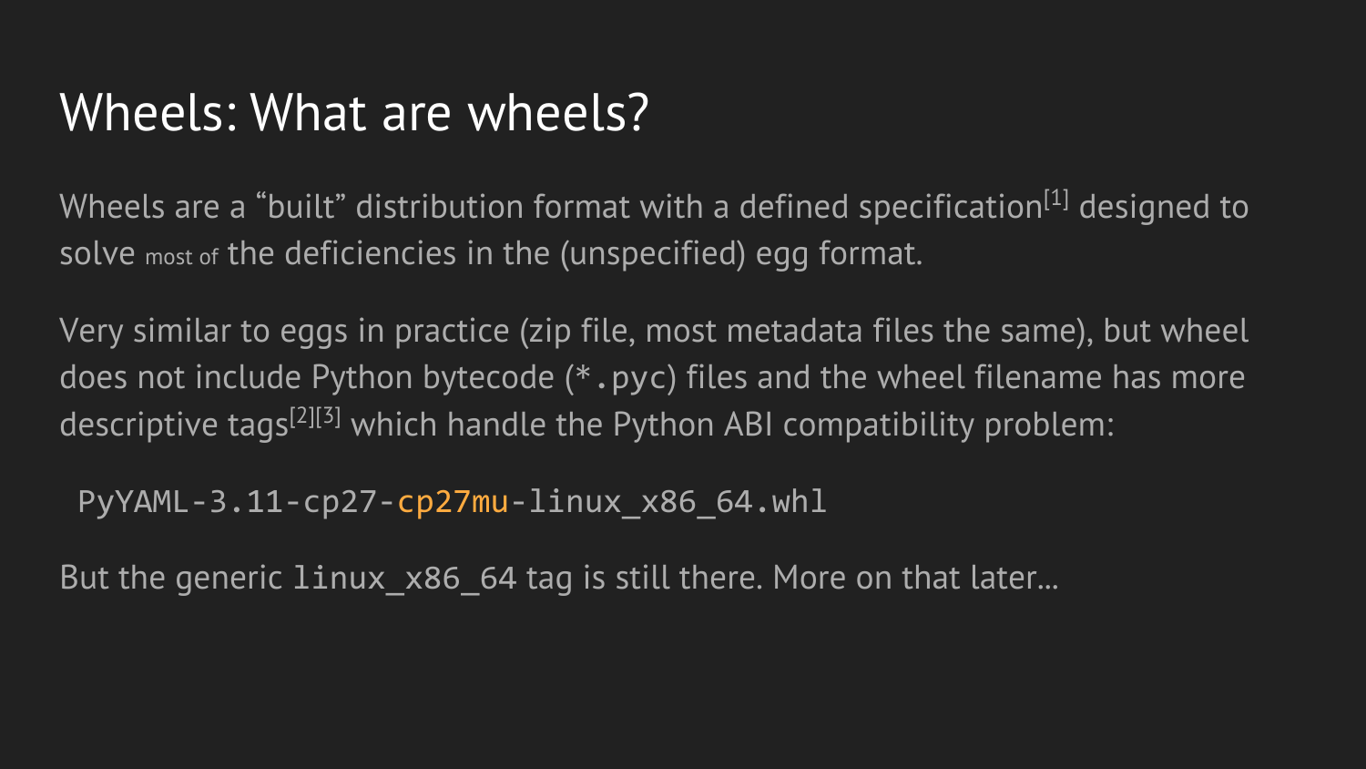# Wheels: What are wheels?

Wheels are a “built” distribution format with a defined specification[1] designed to solve most of the deficiencies in the (unspecified) egg format.

Very similar to eggs in practice (zip file, most metadata files the same), but wheel does not include Python bytecode (`*.pyc`) files and the wheel filename has more descriptive tags[2][3] which handle the Python ABI compatibility problem:

```
PyYAML-3.11-cp27-cp27mu-linux_x86_64.whl
```

But the generic `linux_x86_64` tag is still there. More on that later…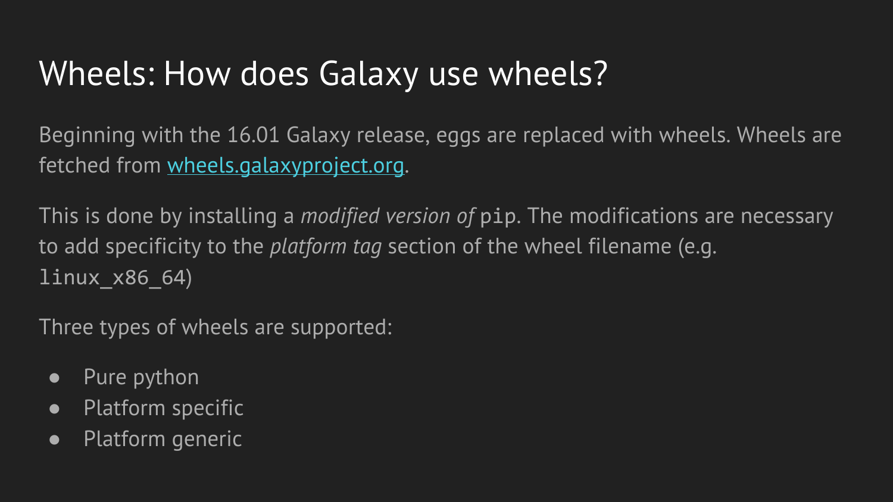# Wheels: How does Galaxy use wheels?

Beginning with the 16.01 Galaxy release, eggs are replaced with wheels. Wheels are fetched from [wheels.galaxyproject.org](https://wheels.galaxyproject.org).

This is done by installing a *modified version of* `pip`. The modifications are necessary to add specificity to the *platform tag* section of the wheel filename (e.g. `linux_x86_64`)

Three types of wheels are supported:

- Pure python
- Platform specific
- Platform generic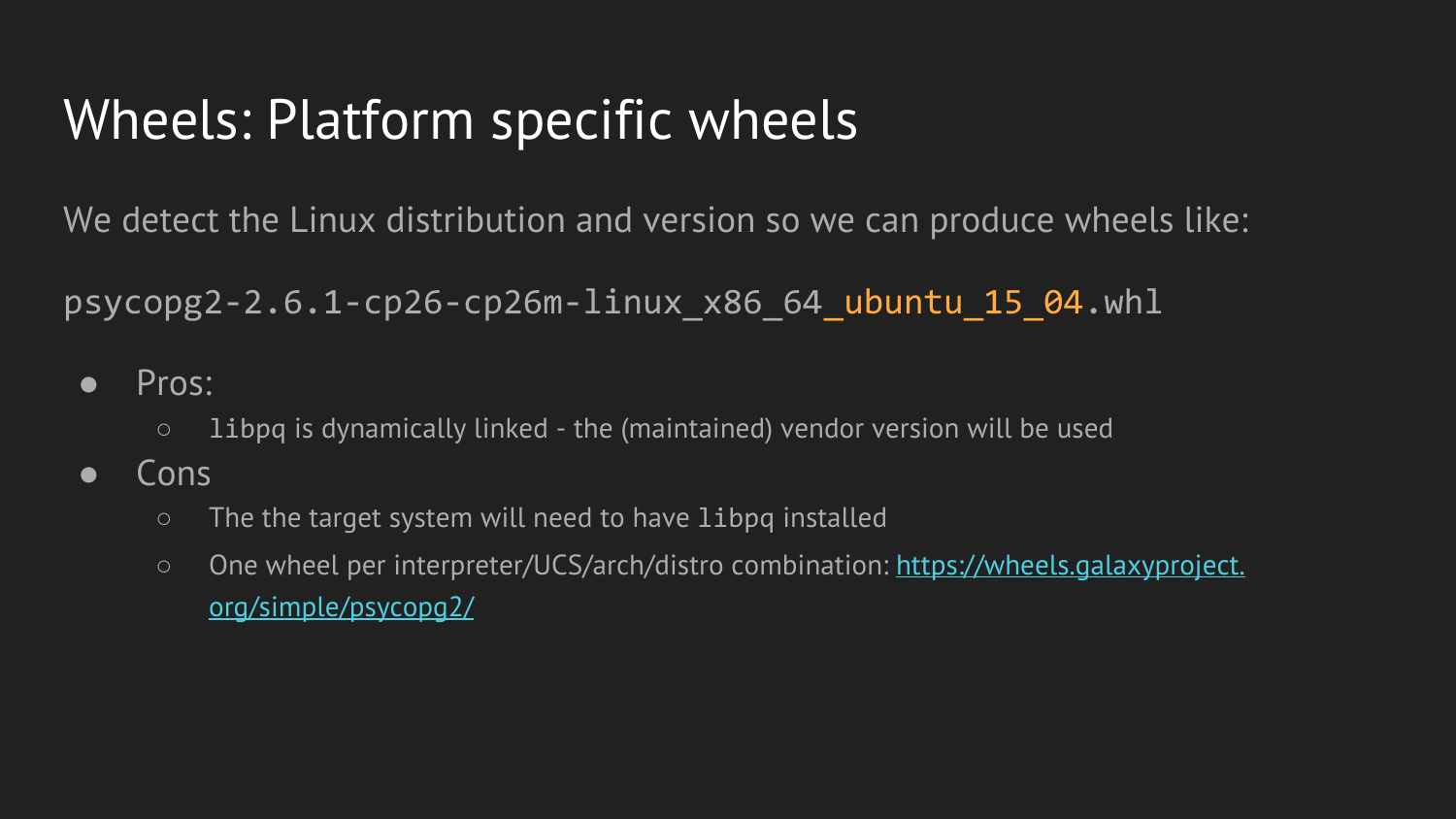# Wheels: Platform specific wheels

We detect the Linux distribution and version so we can produce wheels like:

`psycopg2-2.6.1-cp26-cp26m-linux_x86_64_ubuntu_15_04.whl`

- Pros:
  - `libpq` is dynamically linked - the (maintained) vendor version will be used
- Cons
  - The the target system will need to have `libpq` installed
  - One wheel per interpreter/UCS/arch/distro combination: [https://wheels.galaxyproject.org/simple/psycopg2/](https://wheels.galaxyproject.org/simple/psycopg2/)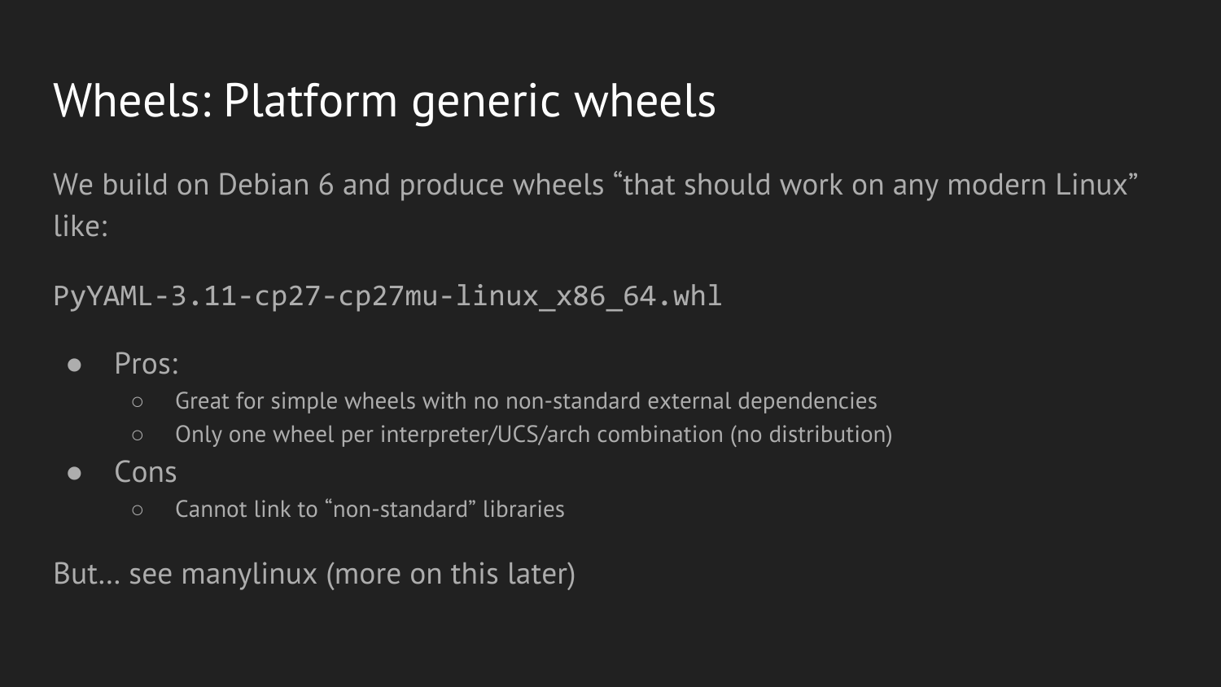# Wheels: Platform generic wheels

We build on Debian 6 and produce wheels “that should work on any modern Linux” like:

```
PyYAML-3.11-cp27-cp27mu-linux_x86_64.whl
```

- Pros:
  - Great for simple wheels with no non-standard external dependencies
  - Only one wheel per interpreter/UCS/arch combination (no distribution)
- Cons
  - Cannot link to “non-standard” libraries

But… see manylinux (more on this later)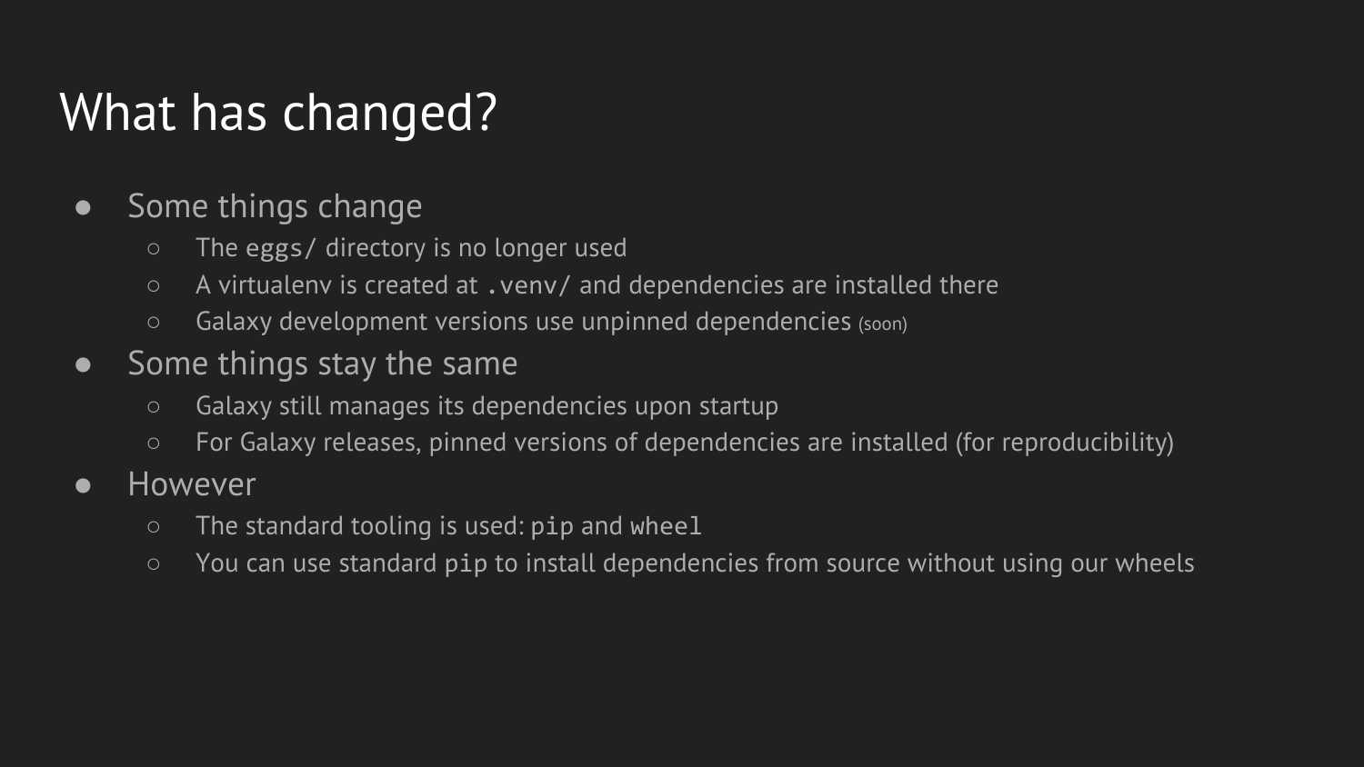# What has changed?

- Some things change
  - The `eggs/` directory is no longer used
  - A virtualenv is created at `.venv/` and dependencies are installed there
  - Galaxy development versions use unpinned dependencies (soon)
- Some things stay the same
  - Galaxy still manages its dependencies upon startup
  - For Galaxy releases, pinned versions of dependencies are installed (for reproducibility)
- However
  - The standard tooling is used: `pip` and `wheel`
  - You can use standard `pip` to install dependencies from source without using our wheels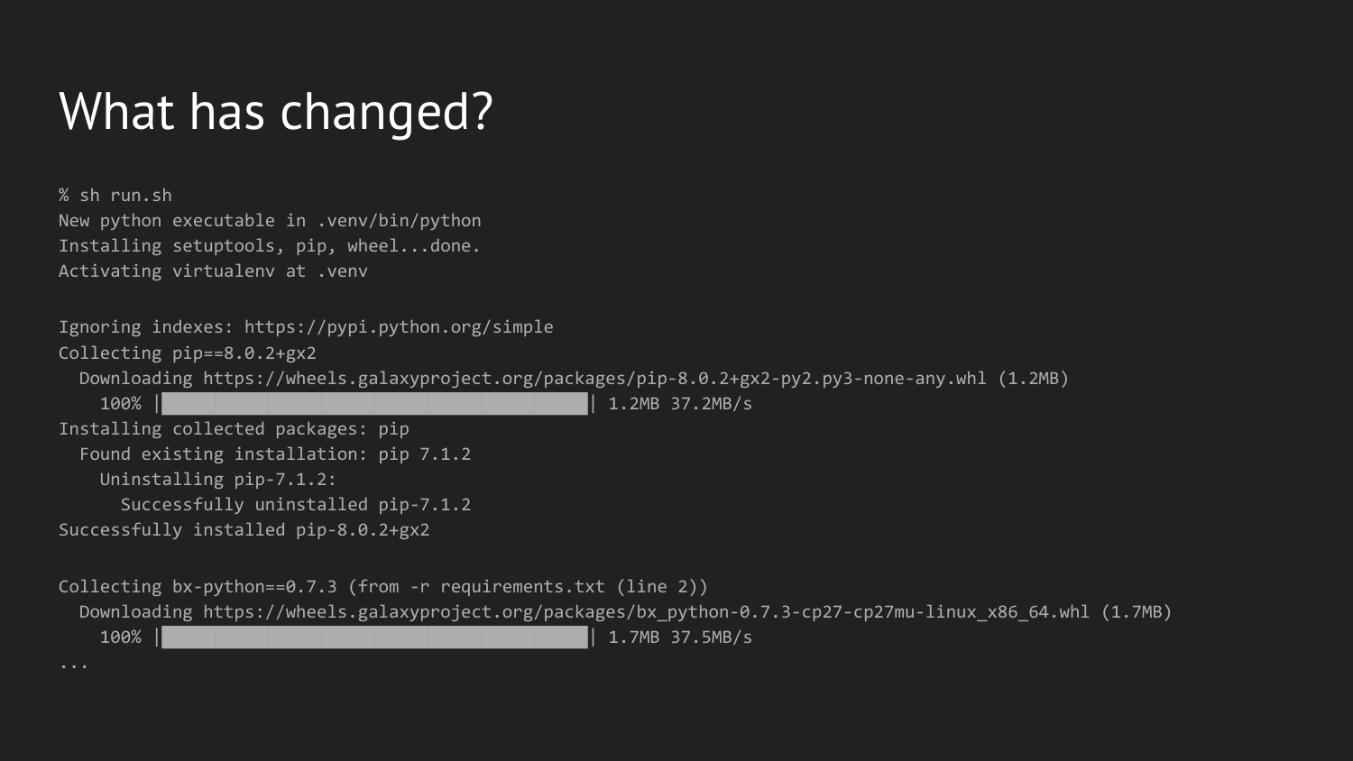# What has changed?

```
% sh run.sh
New python executable in .venv/bin/python
Installing setuptools, pip, wheel...done.
Activating virtualenv at .venv

Ignoring indexes: https://pypi.python.org/simple
Collecting pip==8.0.2+gx2
  Downloading https://wheels.galaxyproject.org/packages/pip-8.0.2+gx2-py2.py3-none-any.whl (1.2MB)
    100% |████████████████████████████████| 1.2MB 37.2MB/s
Installing collected packages: pip
  Found existing installation: pip 7.1.2
    Uninstalling pip-7.1.2:
      Successfully uninstalled pip-7.1.2
Successfully installed pip-8.0.2+gx2

Collecting bx-python==0.7.3 (from -r requirements.txt (line 2))
  Downloading https://wheels.galaxyproject.org/packages/bx_python-0.7.3-cp27-cp27mu-linux_x86_64.whl (1.7MB)
    100% |████████████████████████████████| 1.7MB 37.5MB/s
...
```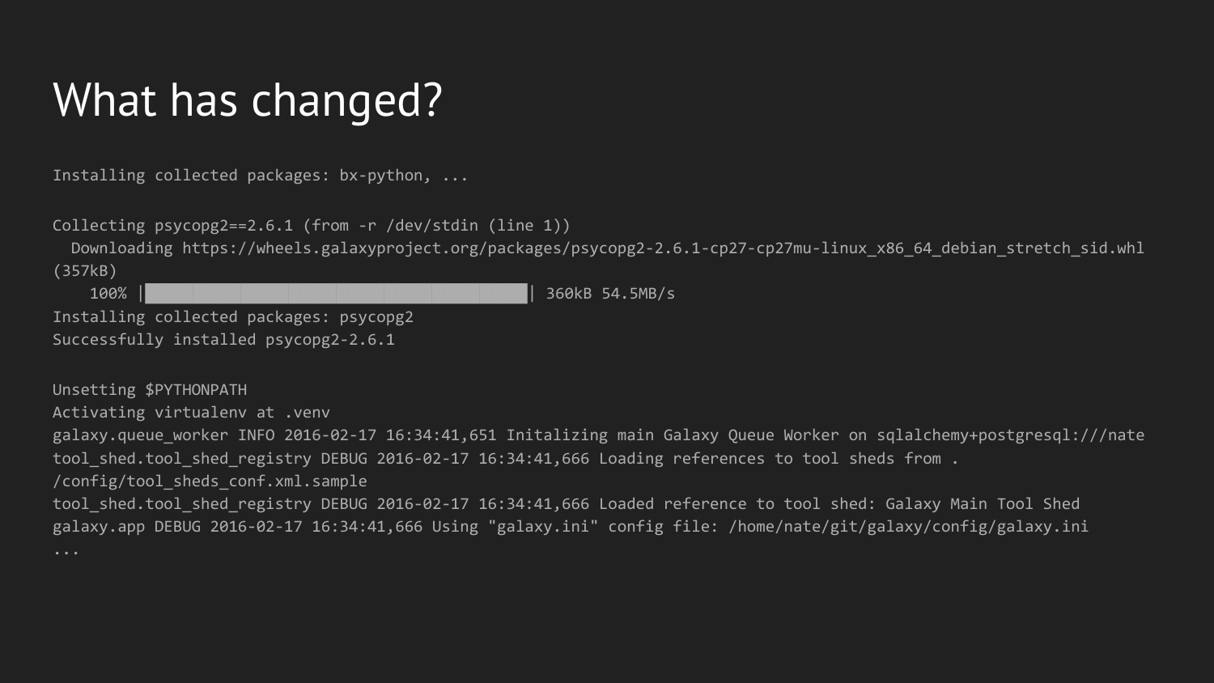# What has changed?

```
Installing collected packages: bx-python, ...

Collecting psycopg2==2.6.1 (from -r /dev/stdin (line 1))
  Downloading https://wheels.galaxyproject.org/packages/psycopg2-2.6.1-cp27-cp27mu-linux_x86_64_debian_stretch_sid.whl
(357kB)
    100% |████████████████████████████████| 360kB 54.5MB/s
Installing collected packages: psycopg2
Successfully installed psycopg2-2.6.1

Unsetting $PYTHONPATH
Activating virtualenv at .venv
galaxy.queue_worker INFO 2016-02-17 16:34:41,651 Initalizing main Galaxy Queue Worker on sqlalchemy+postgresql:///nate
tool_shed.tool_shed_registry DEBUG 2016-02-17 16:34:41,666 Loading references to tool sheds from .
/config/tool_sheds_conf.xml.sample
tool_shed.tool_shed_registry DEBUG 2016-02-17 16:34:41,666 Loaded reference to tool shed: Galaxy Main Tool Shed
galaxy.app DEBUG 2016-02-17 16:34:41,666 Using "galaxy.ini" config file: /home/nate/git/galaxy/config/galaxy.ini
...
```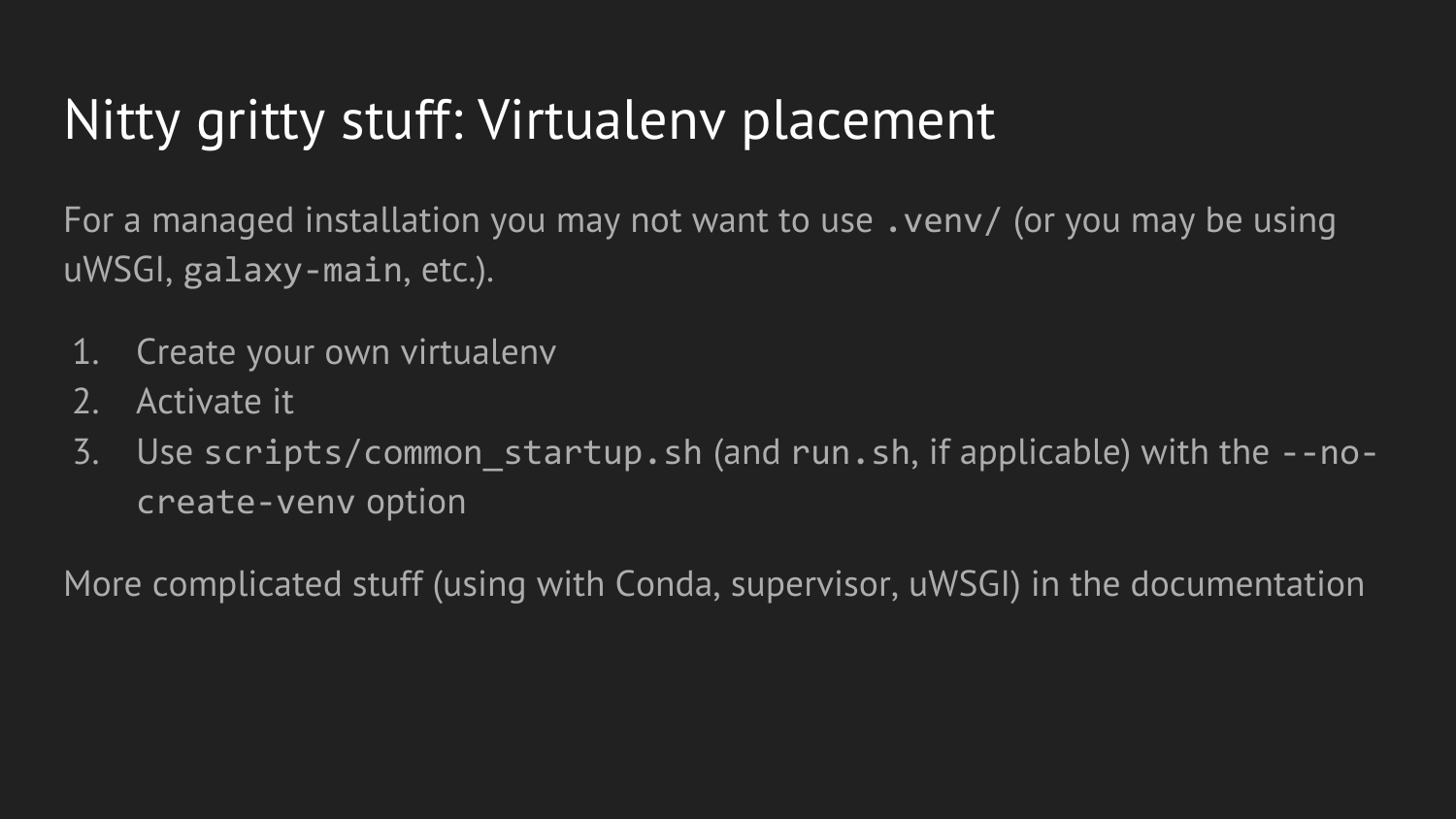# Nitty gritty stuff: Virtualenv placement

For a managed installation you may not want to use `.venv/` (or you may be using uWSGI, `galaxy-main`, etc.).

1. Create your own virtualenv
2. Activate it
3. Use `scripts/common_startup.sh` (and `run.sh`, if applicable) with the `--no-create-venv` option

More complicated stuff (using with Conda, supervisor, uWSGI) in the documentation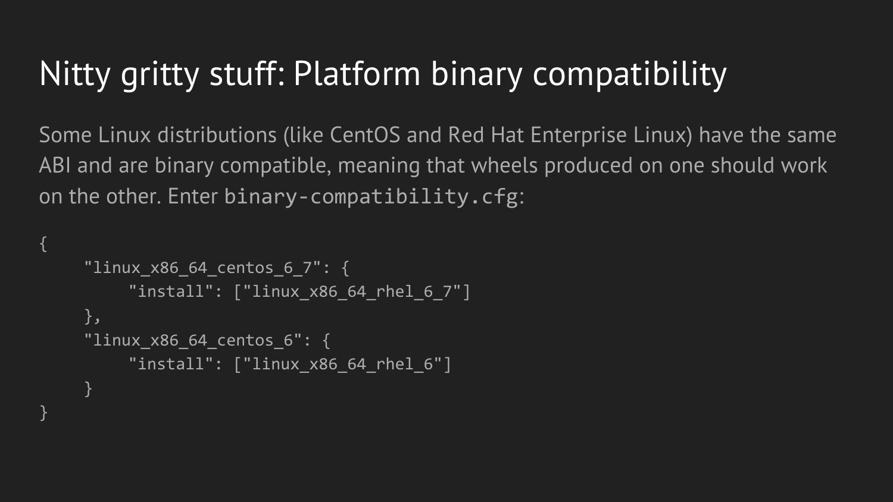# Nitty gritty stuff: Platform binary compatibility

Some Linux distributions (like CentOS and Red Hat Enterprise Linux) have the same ABI and are binary compatible, meaning that wheels produced on one should work on the other. Enter `binary-compatibility.cfg`:

```
{
    "linux_x86_64_centos_6_7": {
        "install": ["linux_x86_64_rhel_6_7"]
    },
    "linux_x86_64_centos_6": {
        "install": ["linux_x86_64_rhel_6"]
    }
}
```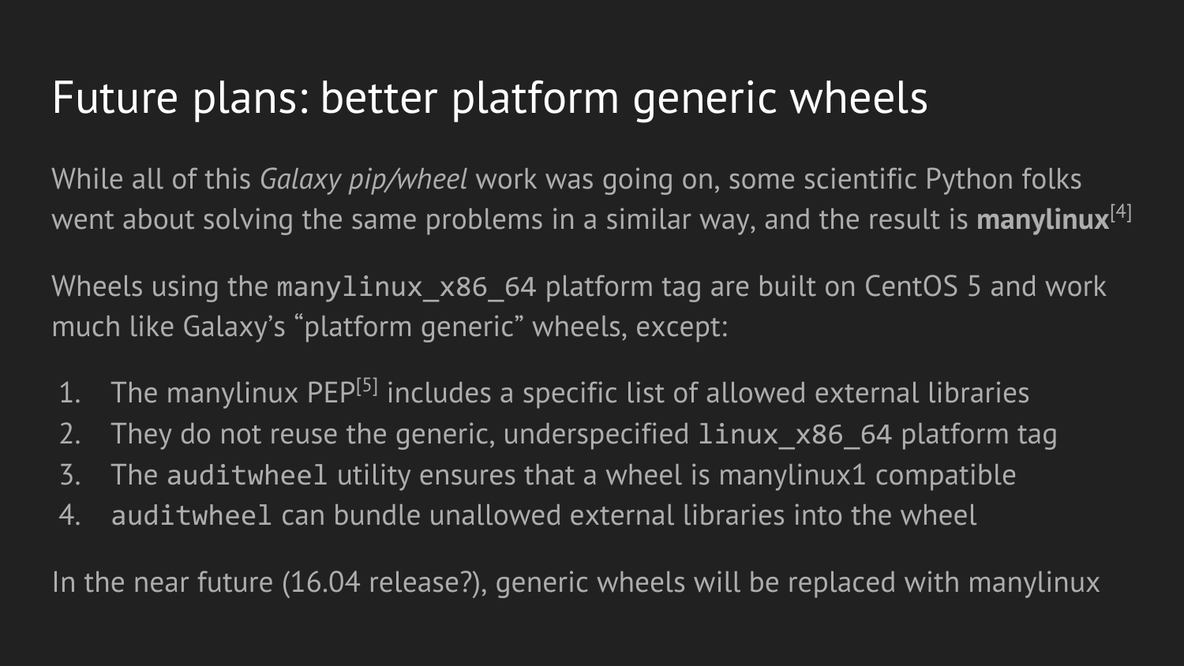# Future plans: better platform generic wheels

While all of this *Galaxy pip/wheel* work was going on, some scientific Python folks went about solving the same problems in a similar way, and the result is **manylinux**[4]

Wheels using the `manylinux_x86_64` platform tag are built on CentOS 5 and work much like Galaxy's "platform generic" wheels, except:

1. The manylinux PEP[5] includes a specific list of allowed external libraries
2. They do not reuse the generic, underspecified `linux_x86_64` platform tag
3. The `auditwheel` utility ensures that a wheel is manylinux1 compatible
4. `auditwheel` can bundle unallowed external libraries into the wheel

In the near future (16.04 release?), generic wheels will be replaced with manylinux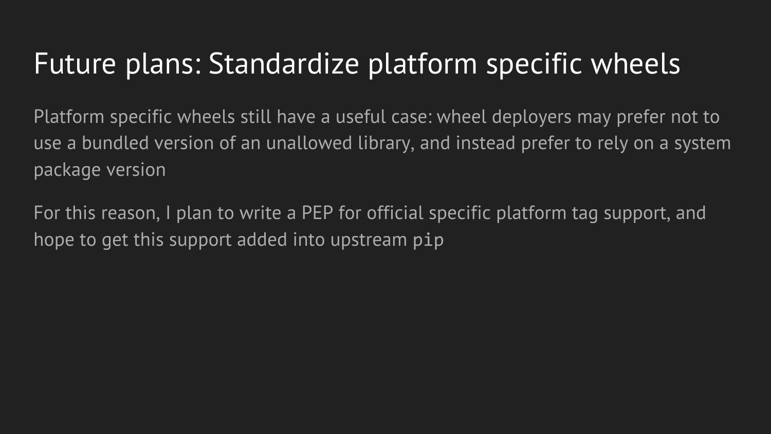# Future plans: Standardize platform specific wheels

Platform specific wheels still have a useful case: wheel deployers may prefer not to use a bundled version of an unallowed library, and instead prefer to rely on a system package version

For this reason, I plan to write a PEP for official specific platform tag support, and hope to get this support added into upstream `pip`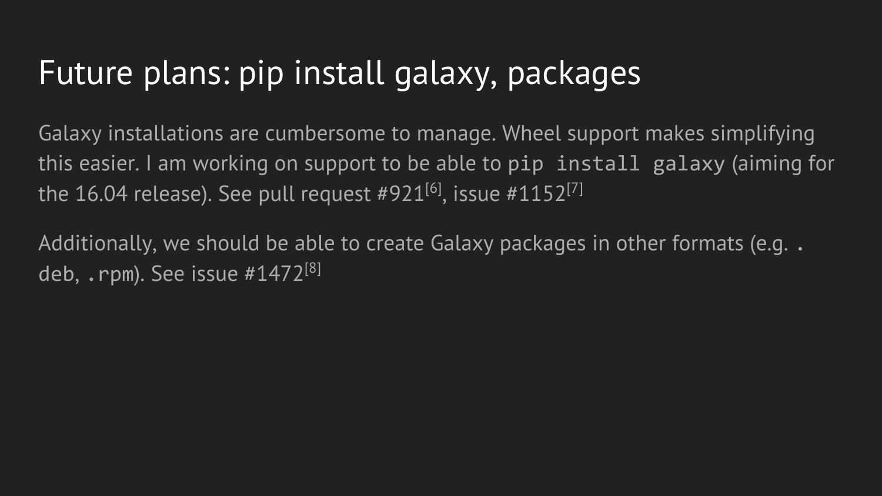# Future plans: pip install galaxy, packages

Galaxy installations are cumbersome to manage. Wheel support makes simplifying this easier. I am working on support to be able to `pip install galaxy` (aiming for the 16.04 release). See pull request #921[6], issue #1152[7]

Additionally, we should be able to create Galaxy packages in other formats (e.g. `.deb`, `.rpm`). See issue #1472[8]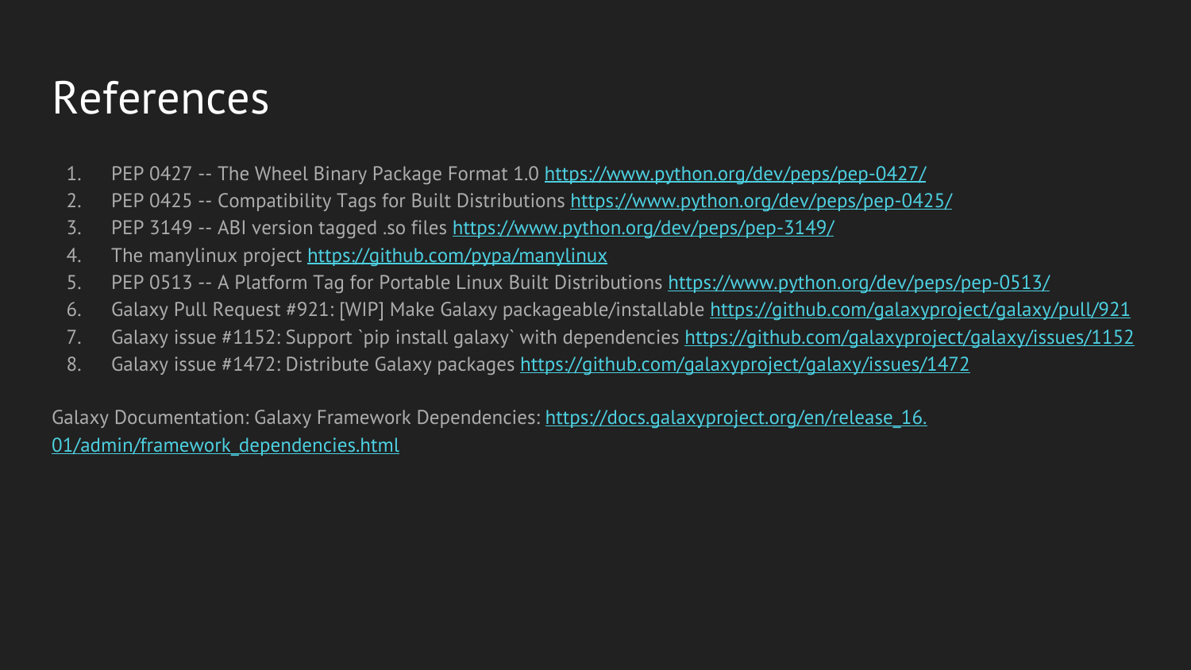# References

1. PEP 0427 -- The Wheel Binary Package Format 1.0 https://www.python.org/dev/peps/pep-0427/
2. PEP 0425 -- Compatibility Tags for Built Distributions https://www.python.org/dev/peps/pep-0425/
3. PEP 3149 -- ABI version tagged .so files https://www.python.org/dev/peps/pep-3149/
4. The manylinux project https://github.com/pypa/manylinux
5. PEP 0513 -- A Platform Tag for Portable Linux Built Distributions https://www.python.org/dev/peps/pep-0513/
6. Galaxy Pull Request #921: [WIP] Make Galaxy packageable/installable https://github.com/galaxyproject/galaxy/pull/921
7. Galaxy issue #1152: Support `pip install galaxy` with dependencies https://github.com/galaxyproject/galaxy/issues/1152
8. Galaxy issue #1472: Distribute Galaxy packages https://github.com/galaxyproject/galaxy/issues/1472

Galaxy Documentation: Galaxy Framework Dependencies: https://docs.galaxyproject.org/en/release_16.01/admin/framework_dependencies.html